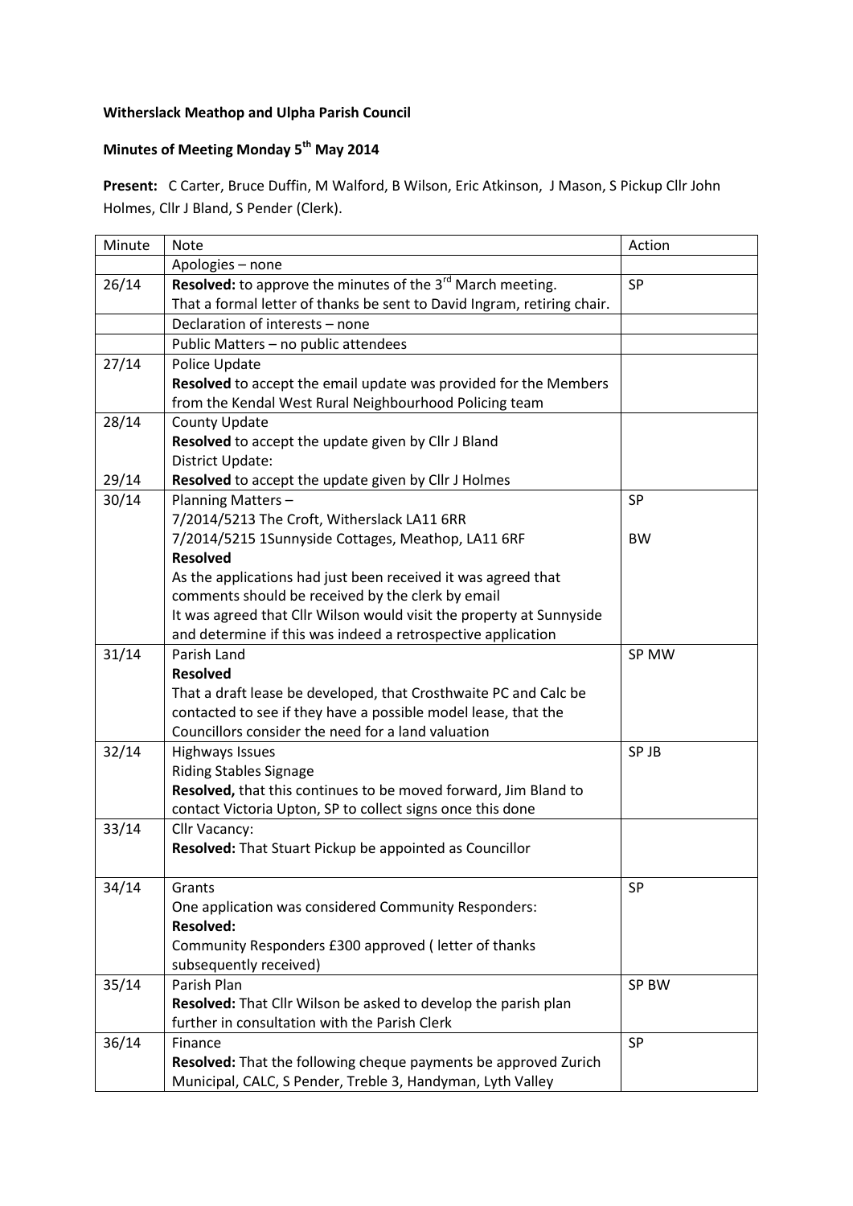**Witherslack Meathop and Ulpha Parish Council**

**Minutes of Meeting Monday 5th May 2014**

**Present:** C Carter, Bruce Duffin, M Walford, B Wilson, Eric Atkinson, J Mason, S Pickup Cllr John Holmes, Cllr J Bland, S Pender (Clerk).

| Minute | Note | Action |
|---|---|---|
| | Apologies – none | |
| 26/14 | **Resolved:** to approve the minutes of the 3rd March meeting.<br>That a formal letter of thanks be sent to David Ingram, retiring chair. | SP |
| | Declaration of interests – none | |
| | Public Matters – no public attendees | |
| 27/14 | Police Update<br>**Resolved** to accept the email update was provided for the Members from the Kendal West Rural Neighbourhood Policing team | |
| 28/14<br><br><br>29/14 | County Update<br>**Resolved** to accept the update given by Cllr J Bland<br>District Update:<br>**Resolved** to accept the update given by Cllr J Holmes | |
| 30/14 | Planning Matters –<br>7/2014/5213 The Croft, Witherslack LA11 6RR<br>7/2014/5215 1Sunnyside Cottages, Meathop, LA11 6RF<br>**Resolved**<br>As the applications had just been received it was agreed that comments should be received by the clerk by email<br>It was agreed that Cllr Wilson would visit the property at Sunnyside and determine if this was indeed a retrospective application | SP<br><br>BW |
| 31/14 | Parish Land<br>**Resolved**<br>That a draft lease be developed, that Crosthwaite PC and Calc be contacted to see if they have a possible model lease, that the Councillors consider the need for a land valuation | SP MW |
| 32/14 | Highways Issues<br>Riding Stables Signage<br>**Resolved,** that this continues to be moved forward, Jim Bland to contact Victoria Upton, SP to collect signs once this done | SP JB |
| 33/14 | Cllr Vacancy:<br>**Resolved:** That Stuart Pickup be appointed as Councillor | |
| 34/14 | Grants<br>One application was considered Community Responders:<br>**Resolved:**<br>Community Responders £300 approved ( letter of thanks subsequently received) | SP |
| 35/14 | Parish Plan<br>**Resolved:** That Cllr Wilson be asked to develop the parish plan further in consultation with the Parish Clerk | SP BW |
| 36/14 | Finance<br>**Resolved:** That the following cheque payments be approved Zurich Municipal, CALC, S Pender, Treble 3, Handyman, Lyth Valley | SP |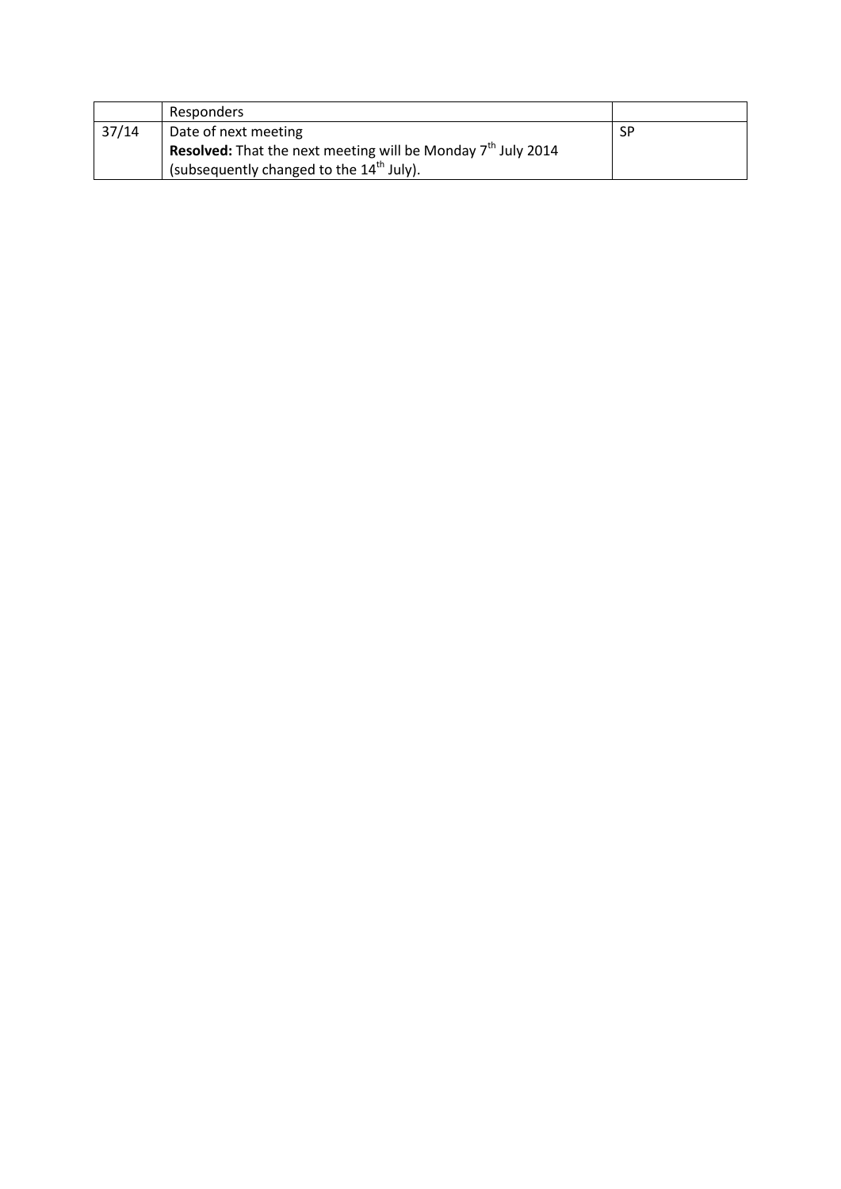| | | |
|---|---|---|
| | Responders | |
| 37/14 | Date of next meeting<br>**Resolved:** That the next meeting will be Monday 7th July 2014 (subsequently changed to the 14th July). | SP |